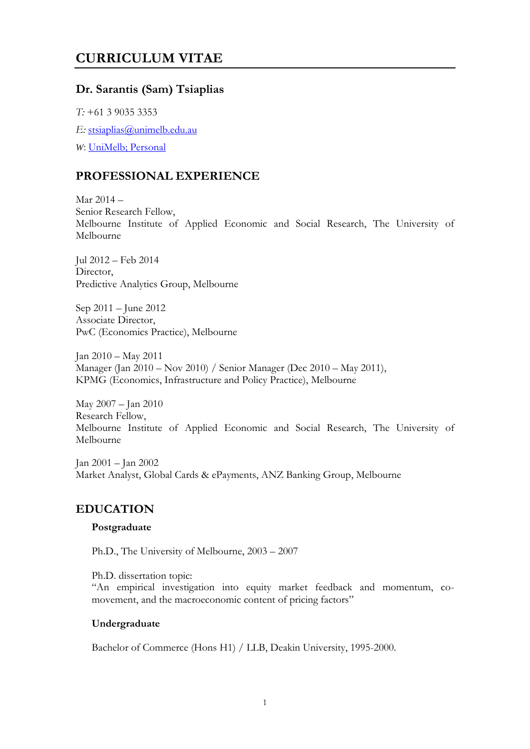# CURRICULUM VITAE

## Dr. Sarantis (Sam) Tsiaplias

*T:* +61 3 9035 3353

*E:* stsiaplias@unimelb.edu.au

*W*: UniMelb; Personal

## PROFESSIONAL EXPERIENCE

Mar 2014 –
Senior Research Fellow,
Melbourne Institute of Applied Economic and Social Research, The University of Melbourne

Jul 2012 – Feb 2014
Director,
Predictive Analytics Group, Melbourne

Sep 2011 – June 2012
Associate Director,
PwC (Economics Practice), Melbourne

Jan 2010 – May 2011
Manager (Jan 2010 – Nov 2010) / Senior Manager (Dec 2010 – May 2011),
KPMG (Economics, Infrastructure and Policy Practice), Melbourne

May 2007 – Jan 2010
Research Fellow,
Melbourne Institute of Applied Economic and Social Research, The University of Melbourne

Jan 2001 – Jan 2002
Market Analyst, Global Cards & ePayments, ANZ Banking Group, Melbourne

## EDUCATION

### Postgraduate

Ph.D., The University of Melbourne, 2003 – 2007

Ph.D. dissertation topic:
"An empirical investigation into equity market feedback and momentum, co-movement, and the macroeconomic content of pricing factors"

### Undergraduate

Bachelor of Commerce (Hons H1) / LLB, Deakin University, 1995-2000.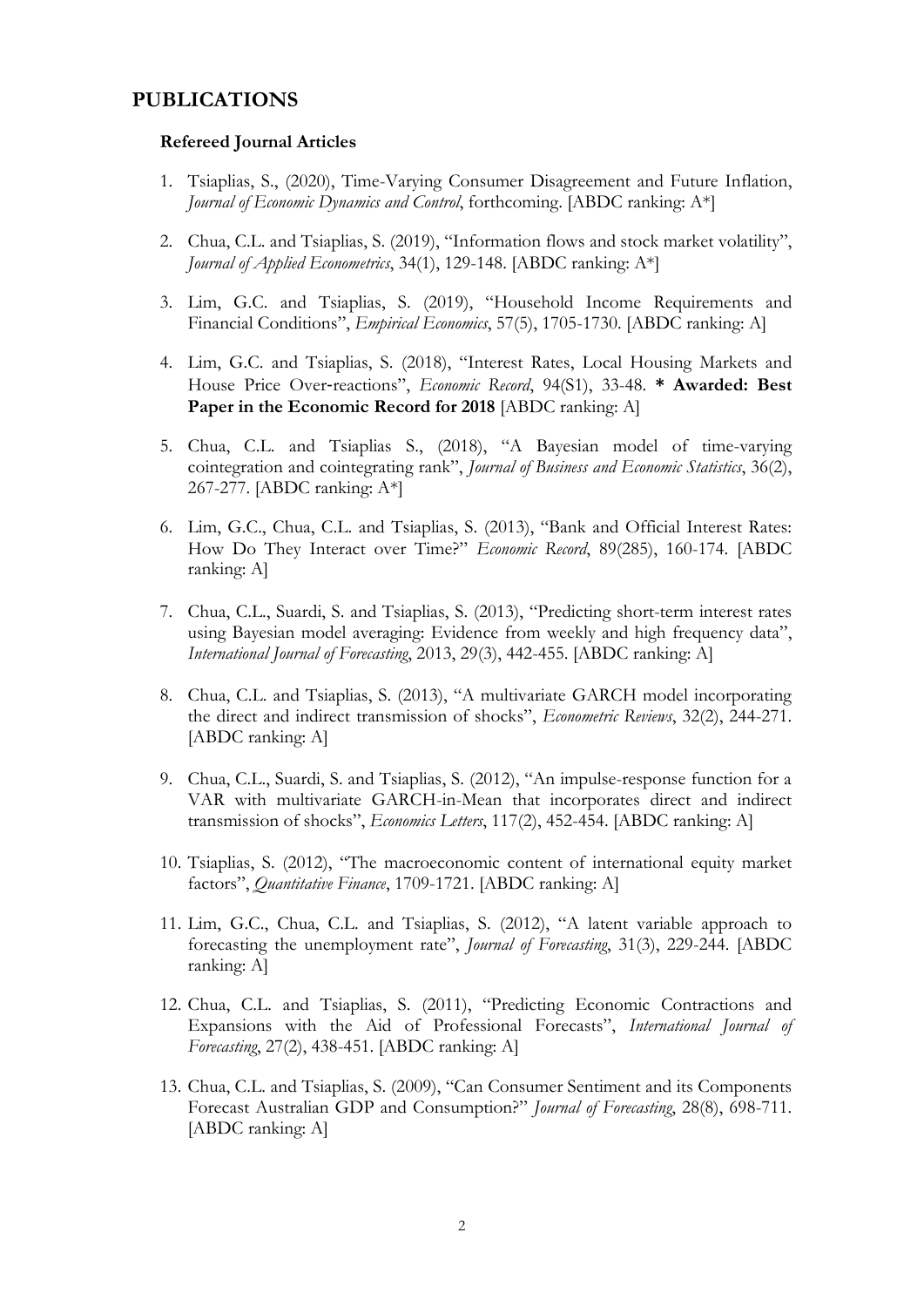# PUBLICATIONS

### Refereed Journal Articles

1. Tsiaplias, S., (2020), Time-Varying Consumer Disagreement and Future Inflation, *Journal of Economic Dynamics and Control*, forthcoming. [ABDC ranking: A*]

2. Chua, C.L. and Tsiaplias, S. (2019), "Information flows and stock market volatility", *Journal of Applied Econometrics*, 34(1), 129-148. [ABDC ranking: A*]

3. Lim, G.C. and Tsiaplias, S. (2019), "Household Income Requirements and Financial Conditions", *Empirical Economics*, 57(5), 1705-1730. [ABDC ranking: A]

4. Lim, G.C. and Tsiaplias, S. (2018), "Interest Rates, Local Housing Markets and House Price Over-reactions", *Economic Record*, 94(S1), 33-48. **\* Awarded: Best Paper in the Economic Record for 2018** [ABDC ranking: A]

5. Chua, C.L. and Tsiaplias S., (2018), "A Bayesian model of time-varying cointegration and cointegrating rank", *Journal of Business and Economic Statistics*, 36(2), 267-277. [ABDC ranking: A*]

6. Lim, G.C., Chua, C.L. and Tsiaplias, S. (2013), "Bank and Official Interest Rates: How Do They Interact over Time?" *Economic Record*, 89(285), 160-174. [ABDC ranking: A]

7. Chua, C.L., Suardi, S. and Tsiaplias, S. (2013), "Predicting short-term interest rates using Bayesian model averaging: Evidence from weekly and high frequency data", *International Journal of Forecasting*, 2013, 29(3), 442-455. [ABDC ranking: A]

8. Chua, C.L. and Tsiaplias, S. (2013), "A multivariate GARCH model incorporating the direct and indirect transmission of shocks", *Econometric Reviews*, 32(2), 244-271. [ABDC ranking: A]

9. Chua, C.L., Suardi, S. and Tsiaplias, S. (2012), "An impulse-response function for a VAR with multivariate GARCH-in-Mean that incorporates direct and indirect transmission of shocks", *Economics Letters*, 117(2), 452-454. [ABDC ranking: A]

10. Tsiaplias, S. (2012), "The macroeconomic content of international equity market factors", *Quantitative Finance*, 1709-1721. [ABDC ranking: A]

11. Lim, G.C., Chua, C.L. and Tsiaplias, S. (2012), "A latent variable approach to forecasting the unemployment rate", *Journal of Forecasting*, 31(3), 229-244. [ABDC ranking: A]

12. Chua, C.L. and Tsiaplias, S. (2011), "Predicting Economic Contractions and Expansions with the Aid of Professional Forecasts", *International Journal of Forecasting*, 27(2), 438-451. [ABDC ranking: A]

13. Chua, C.L. and Tsiaplias, S. (2009), "Can Consumer Sentiment and its Components Forecast Australian GDP and Consumption?" *Journal of Forecasting*, 28(8), 698-711. [ABDC ranking: A]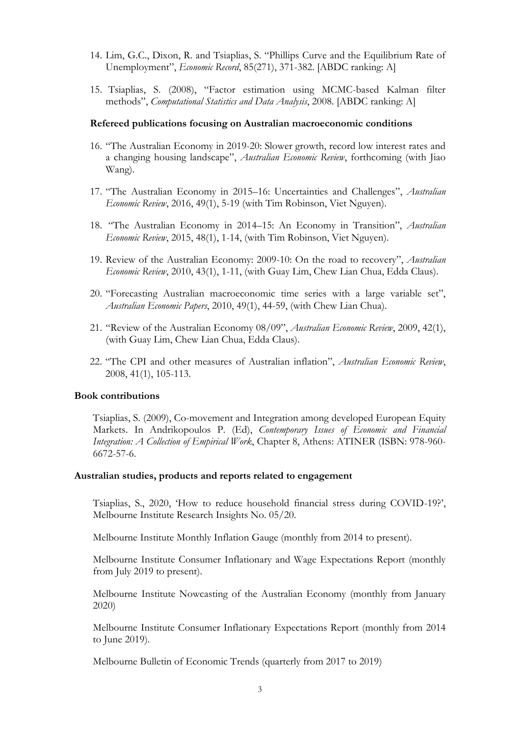14. Lim, G.C., Dixon, R. and Tsiaplias, S. "Phillips Curve and the Equilibrium Rate of Unemployment", *Economic Record*, 85(271), 371-382. [ABDC ranking: A]

15. Tsiaplias, S. (2008), "Factor estimation using MCMC-based Kalman filter methods", *Computational Statistics and Data Analysis*, 2008. [ABDC ranking: A]

**Refereed publications focusing on Australian macroeconomic conditions**

16. "The Australian Economy in 2019-20: Slower growth, record low interest rates and a changing housing landscape", *Australian Economic Review*, forthcoming (with Jiao Wang).

17. "The Australian Economy in 2015–16: Uncertainties and Challenges", *Australian Economic Review*, 2016, 49(1), 5-19 (with Tim Robinson, Viet Nguyen).

18. "The Australian Economy in 2014–15: An Economy in Transition", *Australian Economic Review*, 2015, 48(1), 1-14, (with Tim Robinson, Viet Nguyen).

19. Review of the Australian Economy: 2009-10: On the road to recovery", *Australian Economic Review*, 2010, 43(1), 1-11, (with Guay Lim, Chew Lian Chua, Edda Claus).

20. "Forecasting Australian macroeconomic time series with a large variable set", *Australian Economic Papers*, 2010, 49(1), 44-59, (with Chew Lian Chua).

21. "Review of the Australian Economy 08/09", *Australian Economic Review*, 2009, 42(1), (with Guay Lim, Chew Lian Chua, Edda Claus).

22. "The CPI and other measures of Australian inflation", *Australian Economic Review*, 2008, 41(1), 105-113.

**Book contributions**

Tsiaplias, S. (2009), Co-movement and Integration among developed European Equity Markets. In Andrikopoulos P. (Ed), *Contemporary Issues of Economic and Financial Integration: A Collection of Empirical Work*, Chapter 8, Athens: ATINER (ISBN: 978-960-6672-57-6.

**Australian studies, products and reports related to engagement**

Tsiaplias, S., 2020, 'How to reduce household financial stress during COVID-19?', Melbourne Institute Research Insights No. 05/20.

Melbourne Institute Monthly Inflation Gauge (monthly from 2014 to present).

Melbourne Institute Consumer Inflationary and Wage Expectations Report (monthly from July 2019 to present).

Melbourne Institute Nowcasting of the Australian Economy (monthly from January 2020)

Melbourne Institute Consumer Inflationary Expectations Report (monthly from 2014 to June 2019).

Melbourne Bulletin of Economic Trends (quarterly from 2017 to 2019)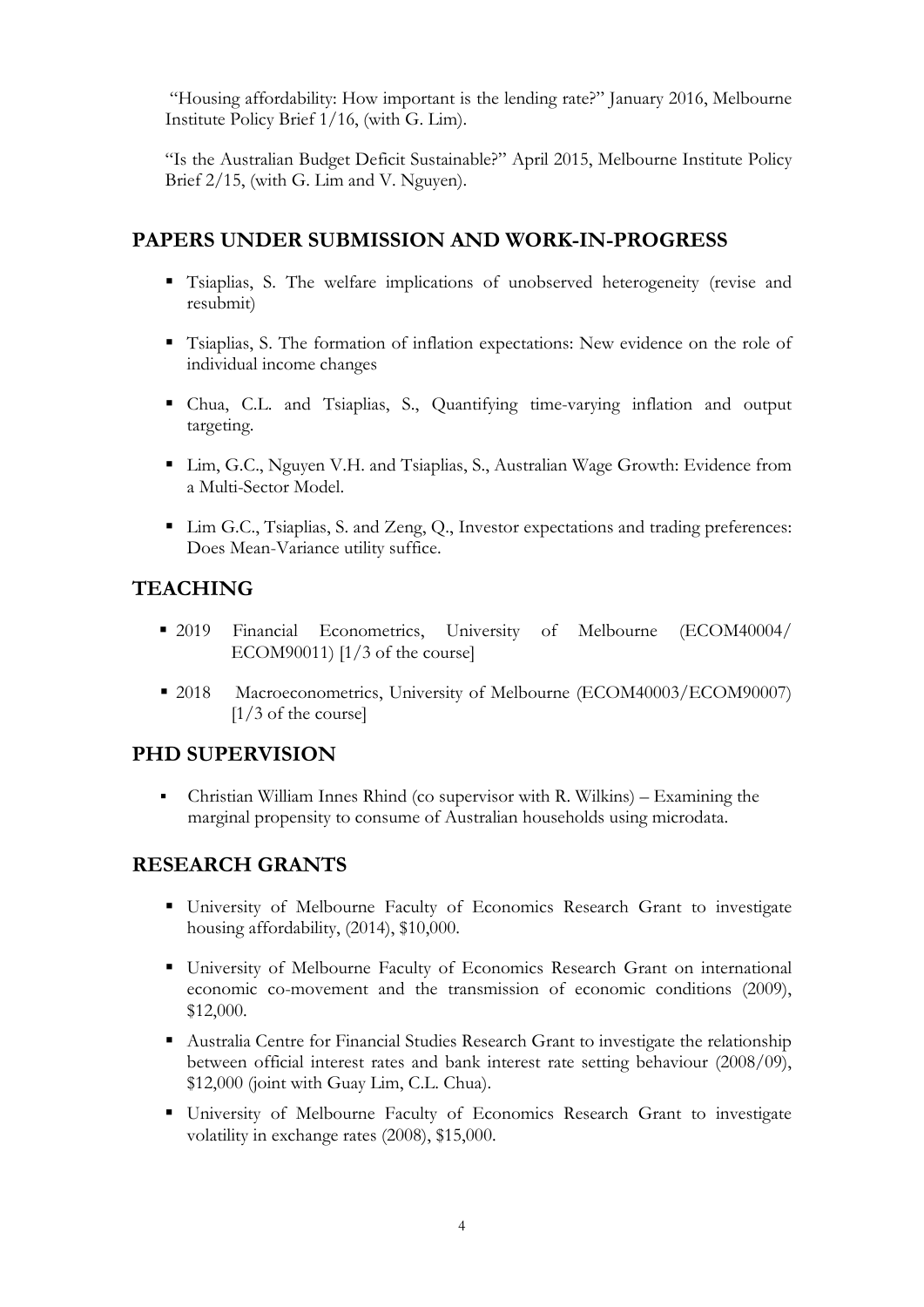"Housing affordability: How important is the lending rate?" January 2016, Melbourne Institute Policy Brief 1/16, (with G. Lim).

"Is the Australian Budget Deficit Sustainable?" April 2015, Melbourne Institute Policy Brief 2/15, (with G. Lim and V. Nguyen).

## PAPERS UNDER SUBMISSION AND WORK-IN-PROGRESS

- Tsiaplias, S. The welfare implications of unobserved heterogeneity (revise and resubmit)
- Tsiaplias, S. The formation of inflation expectations: New evidence on the role of individual income changes
- Chua, C.L. and Tsiaplias, S., Quantifying time-varying inflation and output targeting.
- Lim, G.C., Nguyen V.H. and Tsiaplias, S., Australian Wage Growth: Evidence from a Multi-Sector Model.
- Lim G.C., Tsiaplias, S. and Zeng, Q., Investor expectations and trading preferences: Does Mean-Variance utility suffice.

## TEACHING

- 2019 Financial Econometrics, University of Melbourne (ECOM40004/ ECOM90011) [1/3 of the course]
- 2018 Macroeconometrics, University of Melbourne (ECOM40003/ECOM90007) [1/3 of the course]

## PHD SUPERVISION

- Christian William Innes Rhind (co supervisor with R. Wilkins) – Examining the marginal propensity to consume of Australian households using microdata.

## RESEARCH GRANTS

- University of Melbourne Faculty of Economics Research Grant to investigate housing affordability, (2014), $10,000.
- University of Melbourne Faculty of Economics Research Grant on international economic co-movement and the transmission of economic conditions (2009), $12,000.
- Australia Centre for Financial Studies Research Grant to investigate the relationship between official interest rates and bank interest rate setting behaviour (2008/09), $12,000 (joint with Guay Lim, C.L. Chua).
- University of Melbourne Faculty of Economics Research Grant to investigate volatility in exchange rates (2008), $15,000.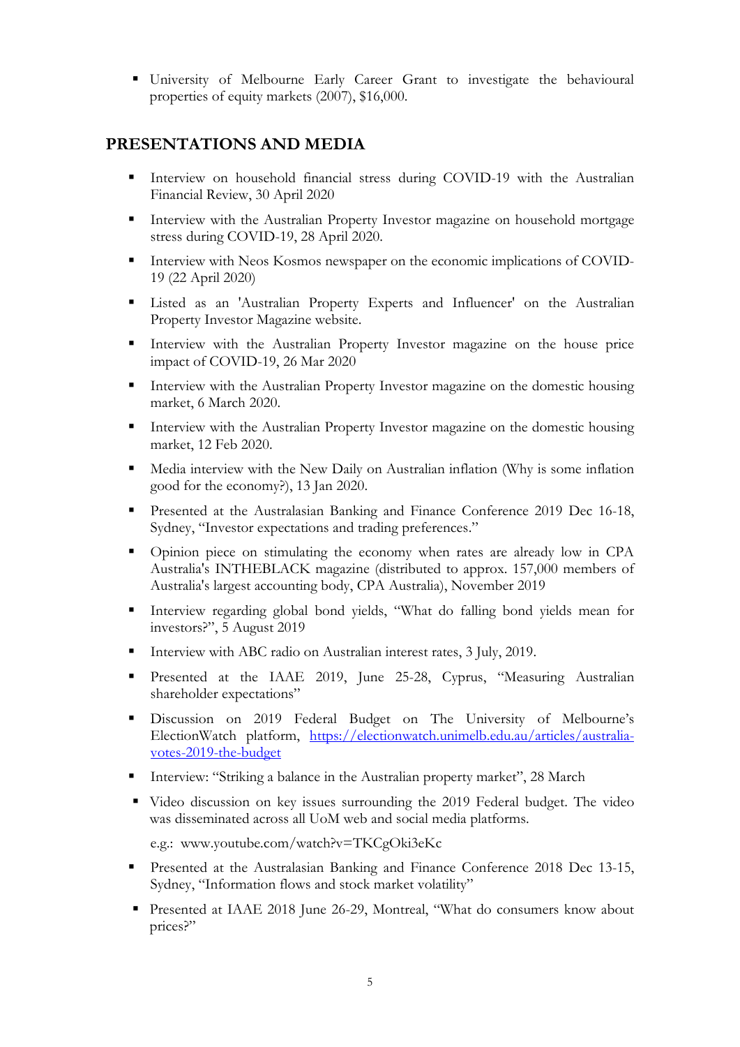- University of Melbourne Early Career Grant to investigate the behavioural properties of equity markets (2007), $16,000.

## PRESENTATIONS AND MEDIA

- Interview on household financial stress during COVID-19 with the Australian Financial Review, 30 April 2020
- Interview with the Australian Property Investor magazine on household mortgage stress during COVID-19, 28 April 2020.
- Interview with Neos Kosmos newspaper on the economic implications of COVID-19 (22 April 2020)
- Listed as an 'Australian Property Experts and Influencer' on the Australian Property Investor Magazine website.
- Interview with the Australian Property Investor magazine on the house price impact of COVID-19, 26 Mar 2020
- Interview with the Australian Property Investor magazine on the domestic housing market, 6 March 2020.
- Interview with the Australian Property Investor magazine on the domestic housing market, 12 Feb 2020.
- Media interview with the New Daily on Australian inflation (Why is some inflation good for the economy?), 13 Jan 2020.
- Presented at the Australasian Banking and Finance Conference 2019 Dec 16-18, Sydney, "Investor expectations and trading preferences."
- Opinion piece on stimulating the economy when rates are already low in CPA Australia's INTHEBLACK magazine (distributed to approx. 157,000 members of Australia's largest accounting body, CPA Australia), November 2019
- Interview regarding global bond yields, "What do falling bond yields mean for investors?", 5 August 2019
- Interview with ABC radio on Australian interest rates, 3 July, 2019.
- Presented at the IAAE 2019, June 25-28, Cyprus, "Measuring Australian shareholder expectations"
- Discussion on 2019 Federal Budget on The University of Melbourne's ElectionWatch platform, [https://electionwatch.unimelb.edu.au/articles/australia-votes-2019-the-budget](https://electionwatch.unimelb.edu.au/articles/australia-votes-2019-the-budget)
- Interview: "Striking a balance in the Australian property market", 28 March
- Video discussion on key issues surrounding the 2019 Federal budget. The video was disseminated across all UoM web and social media platforms.

  e.g.: www.youtube.com/watch?v=TKCgOki3eKc
- Presented at the Australasian Banking and Finance Conference 2018 Dec 13-15, Sydney, "Information flows and stock market volatility"
- Presented at IAAE 2018 June 26-29, Montreal, "What do consumers know about prices?"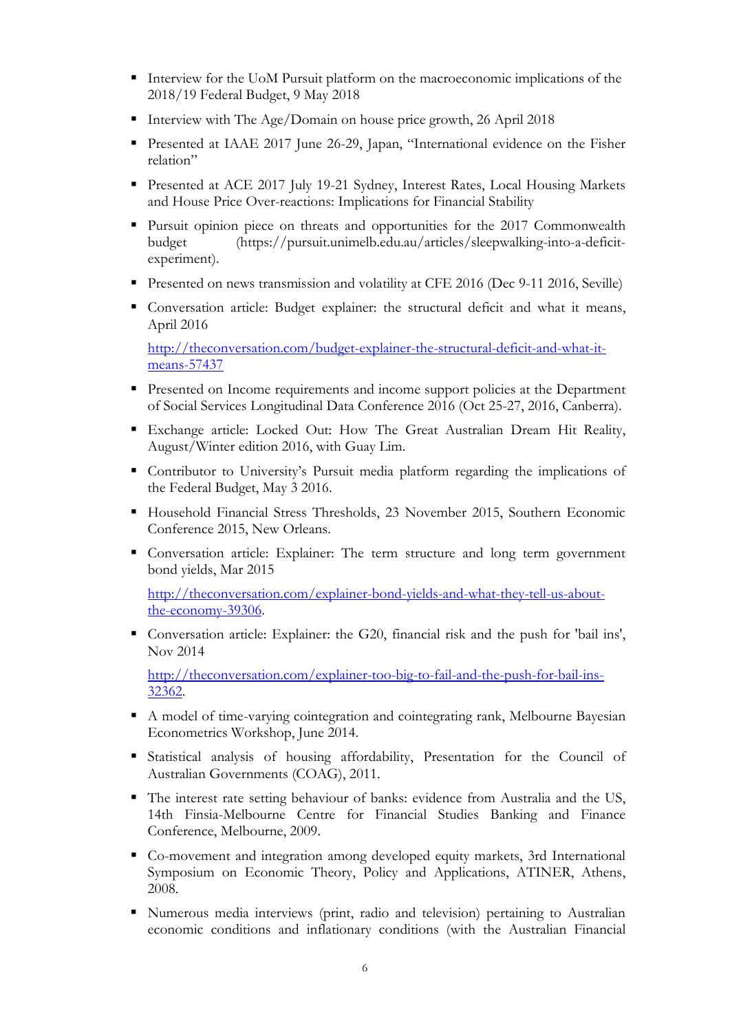- Interview for the UoM Pursuit platform on the macroeconomic implications of the 2018/19 Federal Budget, 9 May 2018
- Interview with The Age/Domain on house price growth, 26 April 2018
- Presented at IAAE 2017 June 26-29, Japan, "International evidence on the Fisher relation"
- Presented at ACE 2017 July 19-21 Sydney, Interest Rates, Local Housing Markets and House Price Over-reactions: Implications for Financial Stability
- Pursuit opinion piece on threats and opportunities for the 2017 Commonwealth budget (https://pursuit.unimelb.edu.au/articles/sleepwalking-into-a-deficit-experiment).
- Presented on news transmission and volatility at CFE 2016 (Dec 9-11 2016, Seville)
- Conversation article: Budget explainer: the structural deficit and what it means, April 2016

  [http://theconversation.com/budget-explainer-the-structural-deficit-and-what-it-means-57437](http://theconversation.com/budget-explainer-the-structural-deficit-and-what-it-means-57437)
- Presented on Income requirements and income support policies at the Department of Social Services Longitudinal Data Conference 2016 (Oct 25-27, 2016, Canberra).
- Exchange article: Locked Out: How The Great Australian Dream Hit Reality, August/Winter edition 2016, with Guay Lim.
- Contributor to University's Pursuit media platform regarding the implications of the Federal Budget, May 3 2016.
- Household Financial Stress Thresholds, 23 November 2015, Southern Economic Conference 2015, New Orleans.
- Conversation article: Explainer: The term structure and long term government bond yields, Mar 2015

  [http://theconversation.com/explainer-bond-yields-and-what-they-tell-us-about-the-economy-39306](http://theconversation.com/explainer-bond-yields-and-what-they-tell-us-about-the-economy-39306).
- Conversation article: Explainer: the G20, financial risk and the push for 'bail ins', Nov 2014

  [http://theconversation.com/explainer-too-big-to-fail-and-the-push-for-bail-ins-32362](http://theconversation.com/explainer-too-big-to-fail-and-the-push-for-bail-ins-32362).
- A model of time-varying cointegration and cointegrating rank, Melbourne Bayesian Econometrics Workshop, June 2014.
- Statistical analysis of housing affordability, Presentation for the Council of Australian Governments (COAG), 2011.
- The interest rate setting behaviour of banks: evidence from Australia and the US, 14th Finsia-Melbourne Centre for Financial Studies Banking and Finance Conference, Melbourne, 2009.
- Co-movement and integration among developed equity markets, 3rd International Symposium on Economic Theory, Policy and Applications, ATINER, Athens, 2008.
- Numerous media interviews (print, radio and television) pertaining to Australian economic conditions and inflationary conditions (with the Australian Financial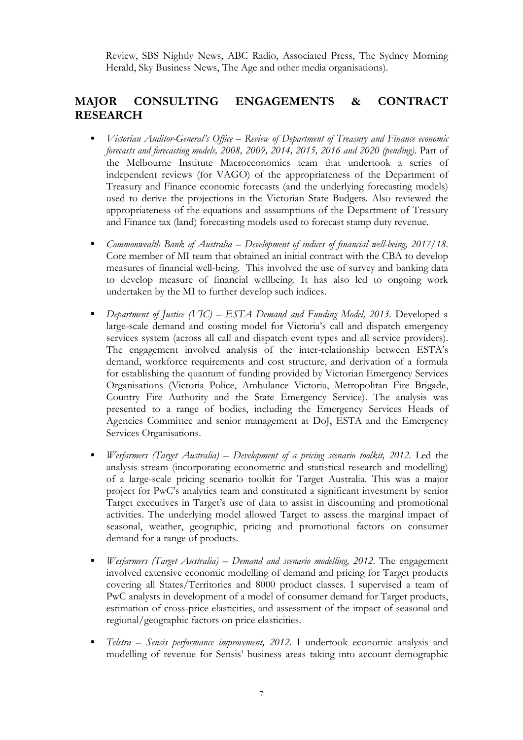Review, SBS Nightly News, ABC Radio, Associated Press, The Sydney Morning Herald, Sky Business News, The Age and other media organisations).

## MAJOR CONSULTING ENGAGEMENTS & CONTRACT RESEARCH

- *Victorian Auditor-General's Office – Review of Department of Treasury and Finance economic forecasts and forecasting models, 2008, 2009, 2014, 2015, 2016 and 2020 (pending).* Part of the Melbourne Institute Macroeconomics team that undertook a series of independent reviews (for VAGO) of the appropriateness of the Department of Treasury and Finance economic forecasts (and the underlying forecasting models) used to derive the projections in the Victorian State Budgets. Also reviewed the appropriateness of the equations and assumptions of the Department of Treasury and Finance tax (land) forecasting models used to forecast stamp duty revenue.

- *Commonwealth Bank of Australia – Development of indices of financial well-being, 2017/18.* Core member of MI team that obtained an initial contract with the CBA to develop measures of financial well-being. This involved the use of survey and banking data to develop measure of financial wellbeing. It has also led to ongoing work undertaken by the MI to further develop such indices.

- *Department of Justice (VIC) – ESTA Demand and Funding Model, 2013.* Developed a large-scale demand and costing model for Victoria's call and dispatch emergency services system (across all call and dispatch event types and all service providers). The engagement involved analysis of the inter-relationship between ESTA's demand, workforce requirements and cost structure, and derivation of a formula for establishing the quantum of funding provided by Victorian Emergency Services Organisations (Victoria Police, Ambulance Victoria, Metropolitan Fire Brigade, Country Fire Authority and the State Emergency Service). The analysis was presented to a range of bodies, including the Emergency Services Heads of Agencies Committee and senior management at DoJ, ESTA and the Emergency Services Organisations.

- *Wesfarmers (Target Australia) – Development of a pricing scenario toolkit, 2012.* Led the analysis stream (incorporating econometric and statistical research and modelling) of a large-scale pricing scenario toolkit for Target Australia. This was a major project for PwC's analytics team and constituted a significant investment by senior Target executives in Target's use of data to assist in discounting and promotional activities. The underlying model allowed Target to assess the marginal impact of seasonal, weather, geographic, pricing and promotional factors on consumer demand for a range of products.

- *Wesfarmers (Target Australia) – Demand and scenario modelling, 2012.* The engagement involved extensive economic modelling of demand and pricing for Target products covering all States/Territories and 8000 product classes. I supervised a team of PwC analysts in development of a model of consumer demand for Target products, estimation of cross-price elasticities, and assessment of the impact of seasonal and regional/geographic factors on price elasticities.

- *Telstra – Sensis performance improvement, 2012.* I undertook economic analysis and modelling of revenue for Sensis' business areas taking into account demographic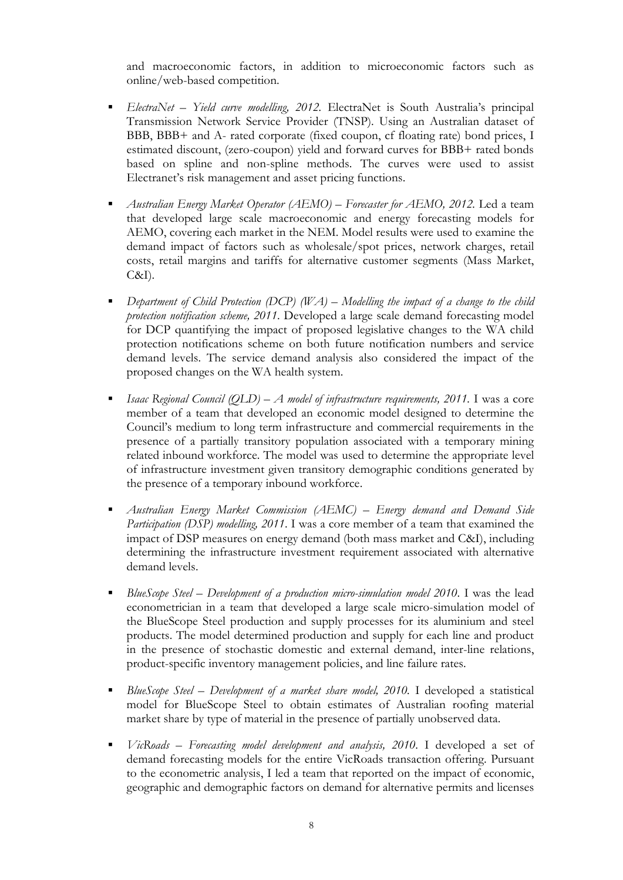and macroeconomic factors, in addition to microeconomic factors such as online/web-based competition.

- *ElectraNet – Yield curve modelling, 2012.* ElectraNet is South Australia's principal Transmission Network Service Provider (TNSP). Using an Australian dataset of BBB, BBB+ and A- rated corporate (fixed coupon, cf floating rate) bond prices, I estimated discount, (zero-coupon) yield and forward curves for BBB+ rated bonds based on spline and non-spline methods. The curves were used to assist Electranet's risk management and asset pricing functions.

- *Australian Energy Market Operator (AEMO) – Forecaster for AEMO, 2012.* Led a team that developed large scale macroeconomic and energy forecasting models for AEMO, covering each market in the NEM. Model results were used to examine the demand impact of factors such as wholesale/spot prices, network charges, retail costs, retail margins and tariffs for alternative customer segments (Mass Market, C&I).

- *Department of Child Protection (DCP) (WA) – Modelling the impact of a change to the child protection notification scheme, 2011.* Developed a large scale demand forecasting model for DCP quantifying the impact of proposed legislative changes to the WA child protection notifications scheme on both future notification numbers and service demand levels. The service demand analysis also considered the impact of the proposed changes on the WA health system.

- *Isaac Regional Council (QLD) – A model of infrastructure requirements, 2011.* I was a core member of a team that developed an economic model designed to determine the Council's medium to long term infrastructure and commercial requirements in the presence of a partially transitory population associated with a temporary mining related inbound workforce. The model was used to determine the appropriate level of infrastructure investment given transitory demographic conditions generated by the presence of a temporary inbound workforce.

- *Australian Energy Market Commission (AEMC) – Energy demand and Demand Side Participation (DSP) modelling, 2011.* I was a core member of a team that examined the impact of DSP measures on energy demand (both mass market and C&I), including determining the infrastructure investment requirement associated with alternative demand levels.

- *BlueScope Steel – Development of a production micro-simulation model 2010.* I was the lead econometrician in a team that developed a large scale micro-simulation model of the BlueScope Steel production and supply processes for its aluminium and steel products. The model determined production and supply for each line and product in the presence of stochastic domestic and external demand, inter-line relations, product-specific inventory management policies, and line failure rates.

- *BlueScope Steel – Development of a market share model, 2010.* I developed a statistical model for BlueScope Steel to obtain estimates of Australian roofing material market share by type of material in the presence of partially unobserved data.

- *VicRoads – Forecasting model development and analysis, 2010.* I developed a set of demand forecasting models for the entire VicRoads transaction offering. Pursuant to the econometric analysis, I led a team that reported on the impact of economic, geographic and demographic factors on demand for alternative permits and licenses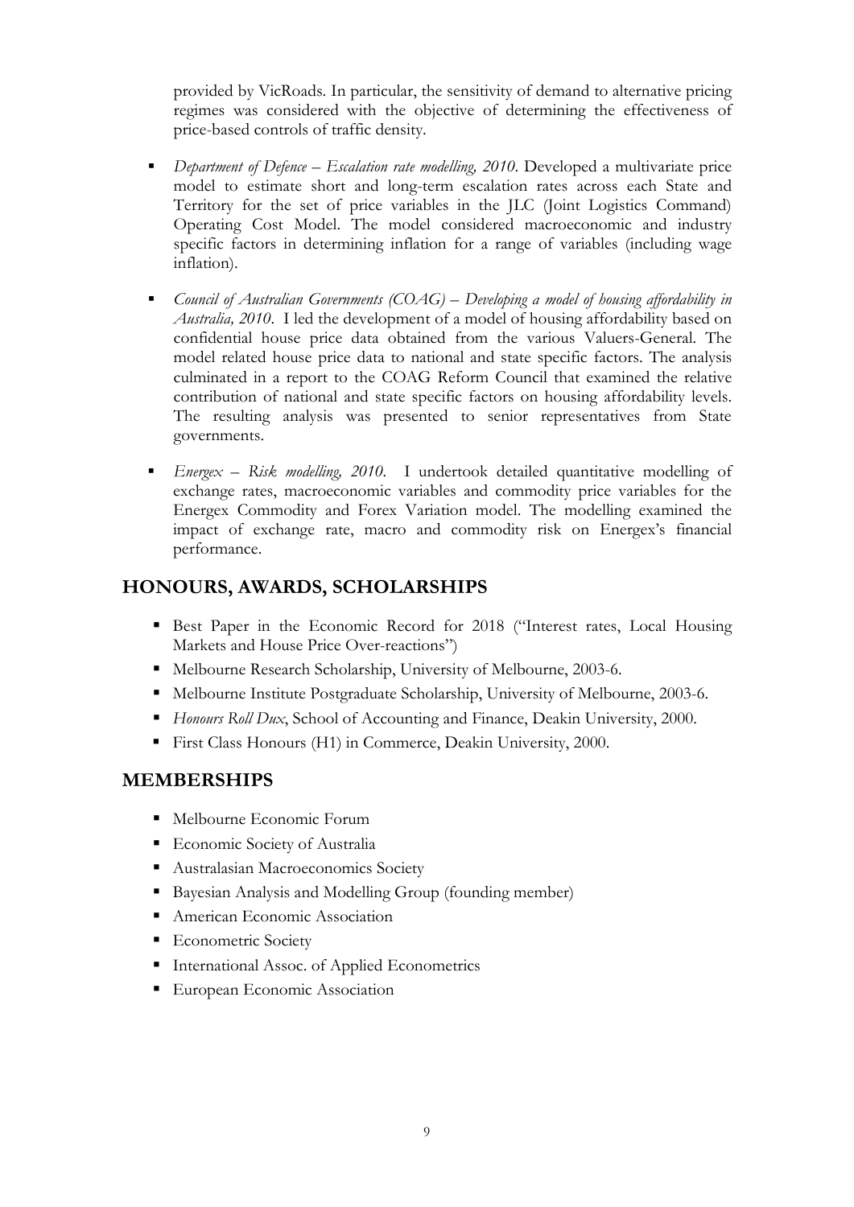provided by VicRoads. In particular, the sensitivity of demand to alternative pricing regimes was considered with the objective of determining the effectiveness of price-based controls of traffic density.

- *Department of Defence – Escalation rate modelling, 2010*. Developed a multivariate price model to estimate short and long-term escalation rates across each State and Territory for the set of price variables in the JLC (Joint Logistics Command) Operating Cost Model. The model considered macroeconomic and industry specific factors in determining inflation for a range of variables (including wage inflation).
- *Council of Australian Governments (COAG) – Developing a model of housing affordability in Australia, 2010*. I led the development of a model of housing affordability based on confidential house price data obtained from the various Valuers-General. The model related house price data to national and state specific factors. The analysis culminated in a report to the COAG Reform Council that examined the relative contribution of national and state specific factors on housing affordability levels. The resulting analysis was presented to senior representatives from State governments.
- *Energex – Risk modelling, 2010*. I undertook detailed quantitative modelling of exchange rates, macroeconomic variables and commodity price variables for the Energex Commodity and Forex Variation model. The modelling examined the impact of exchange rate, macro and commodity risk on Energex's financial performance.

## HONOURS, AWARDS, SCHOLARSHIPS

- Best Paper in the Economic Record for 2018 ("Interest rates, Local Housing Markets and House Price Over-reactions")
- Melbourne Research Scholarship, University of Melbourne, 2003-6.
- Melbourne Institute Postgraduate Scholarship, University of Melbourne, 2003-6.
- *Honours Roll Dux*, School of Accounting and Finance, Deakin University, 2000.
- First Class Honours (H1) in Commerce, Deakin University, 2000.

## MEMBERSHIPS

- Melbourne Economic Forum
- Economic Society of Australia
- Australasian Macroeconomics Society
- Bayesian Analysis and Modelling Group (founding member)
- American Economic Association
- Econometric Society
- International Assoc. of Applied Econometrics
- European Economic Association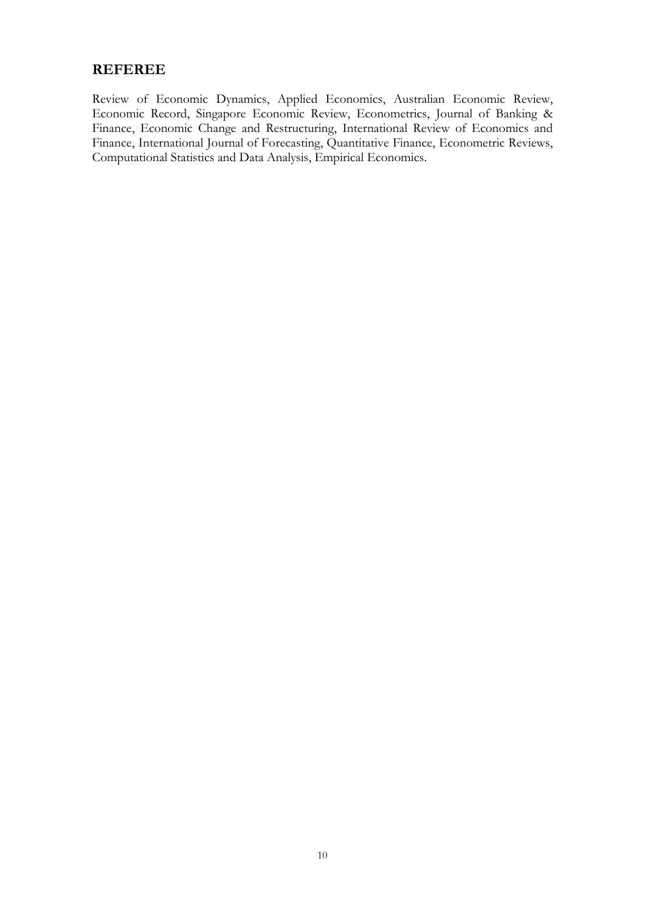## REFEREE

Review of Economic Dynamics, Applied Economics, Australian Economic Review, Economic Record, Singapore Economic Review, Econometrics, Journal of Banking & Finance, Economic Change and Restructuring, International Review of Economics and Finance, International Journal of Forecasting, Quantitative Finance, Econometric Reviews, Computational Statistics and Data Analysis, Empirical Economics.